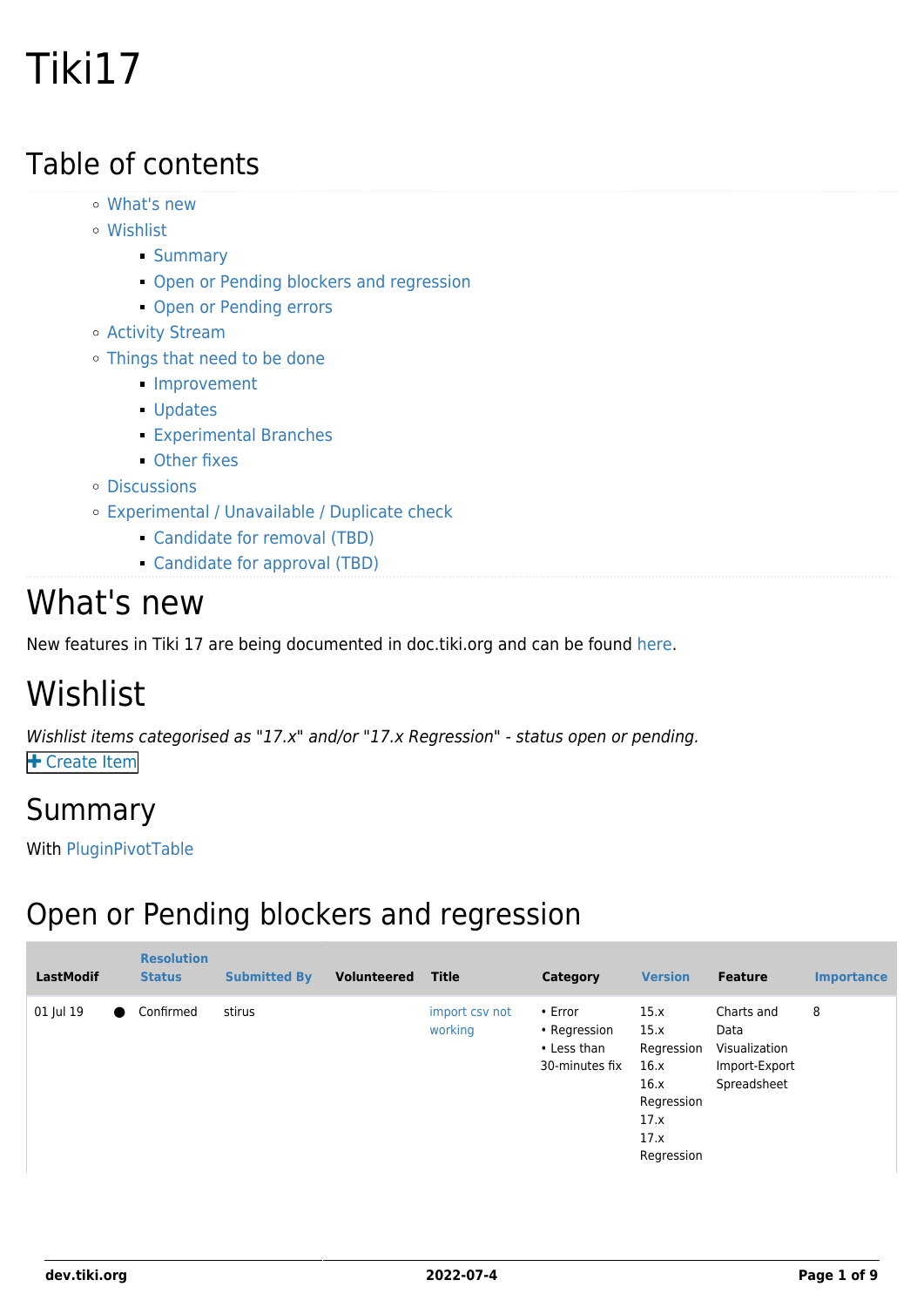# Tiki17

## Table of contents

- What's new
- Wishlist
  - Summary
  - Open or Pending blockers and regression
  - Open or Pending errors
- Activity Stream
- Things that need to be done
  - Improvement
  - Updates
  - Experimental Branches
  - Other fixes
- Discussions
- Experimental / Unavailable / Duplicate check
  - Candidate for removal (TBD)
  - Candidate for approval (TBD)

# What's new

New features in Tiki 17 are being documented in doc.tiki.org and can be found here.

# Wishlist

*Wishlist items categorised as "17.x" and/or "17.x Regression" - status open or pending.*

Create Item

## Summary

With PluginPivotTable

## Open or Pending blockers and regression

| LastModif | | Resolution Status | Submitted By | Volunteered | Title | Category | Version | Feature | Importance |
|---|---|---|---|---|---|---|---|---|---|
| 01 Jul 19 | ● | Confirmed | stirus | | import csv not working | • Error<br>• Regression<br>• Less than 30-minutes fix | 15.x<br>15.x Regression<br>16.x<br>16.x Regression<br>17.x<br>17.x Regression | Charts and Data Visualization<br>Import-Export<br>Spreadsheet | 8 |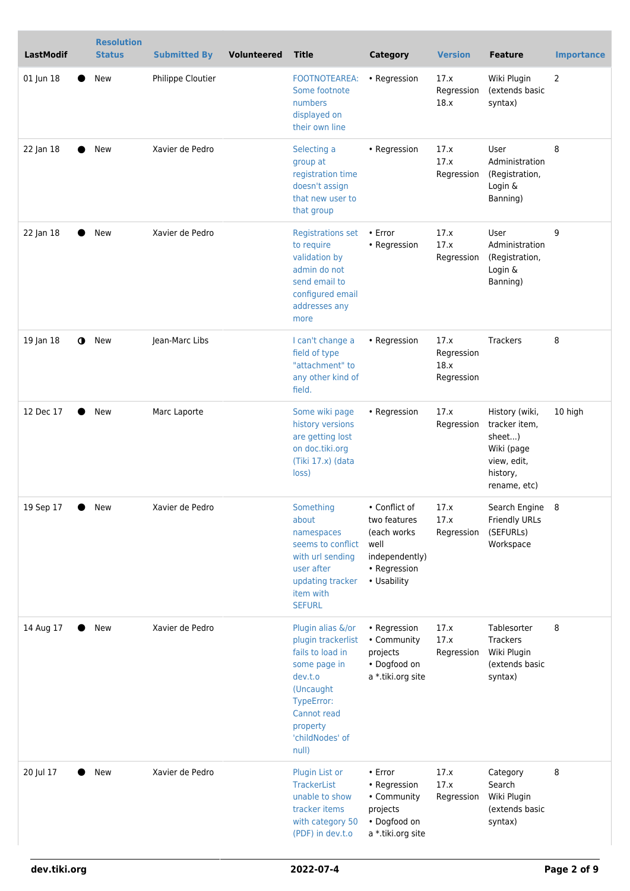| LastModif | | Resolution Status | Submitted By | Volunteered | Title | Category | Version | Feature | Importance |
|---|---|---|---|---|---|---|---|---|---|
| 01 Jun 18 | ● | New | Philippe Cloutier | | FOOTNOTEAREA: Some footnote numbers displayed on their own line | • Regression | 17.x Regression 18.x | Wiki Plugin (extends basic syntax) | 2 |
| 22 Jan 18 | ● | New | Xavier de Pedro | | Selecting a group at registration time doesn't assign that new user to that group | • Regression | 17.x 17.x Regression | User Administration (Registration, Login & Banning) | 8 |
| 22 Jan 18 | ● | New | Xavier de Pedro | | Registrations set to require validation by admin do not send email to configured email addresses any more | • Error • Regression | 17.x 17.x Regression | User Administration (Registration, Login & Banning) | 9 |
| 19 Jan 18 | ◑ | New | Jean-Marc Libs | | I can't change a field of type "attachment" to any other kind of field. | • Regression | 17.x Regression 18.x Regression | Trackers | 8 |
| 12 Dec 17 | ● | New | Marc Laporte | | Some wiki page history versions are getting lost on doc.tiki.org (Tiki 17.x) (data loss) | • Regression | 17.x Regression | History (wiki, tracker item, sheet...) Wiki (page view, edit, history, rename, etc) | 10 high |
| 19 Sep 17 | ● | New | Xavier de Pedro | | Something about namespaces seems to conflict with url sending user after updating tracker item with SEFURL | • Conflict of two features (each works well independently) • Regression • Usability | 17.x 17.x Regression | Search Engine Friendly URLs (SEFURLs) Workspace | 8 |
| 14 Aug 17 | ● | New | Xavier de Pedro | | Plugin alias &/or plugin trackerlist fails to load in some page in dev.t.o (Uncaught TypeError: Cannot read property 'childNodes' of null) | • Regression • Community projects • Dogfood on a *.tiki.org site | 17.x 17.x Regression | Tablesorter Trackers Wiki Plugin (extends basic syntax) | 8 |
| 20 Jul 17 | ● | New | Xavier de Pedro | | Plugin List or TrackerList unable to show tracker items with category 50 (PDF) in dev.t.o | • Error • Regression • Community projects • Dogfood on a *.tiki.org site | 17.x 17.x Regression | Category Search Wiki Plugin (extends basic syntax) | 8 |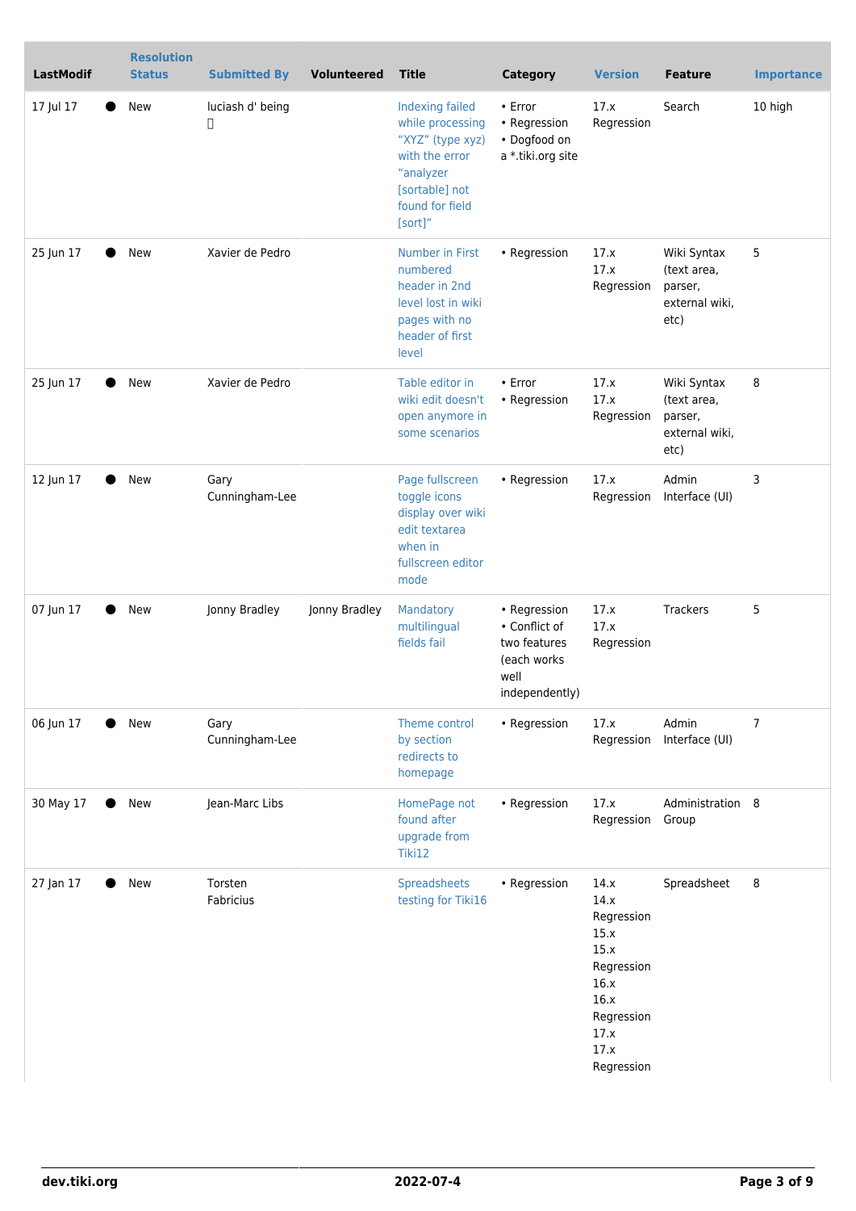| LastModif | Resolution Status | Submitted By | Volunteered | Title | Category | Version | Feature | Importance |
|---|---|---|---|---|---|---|---|---|
| 17 Jul 17 | ● New | luciash d' being  |  | Indexing failed while processing “XYZ” (type xyz) with the error “analyzer [sortable] not found for field [sort]” | • Error • Regression • Dogfood on a *.tiki.org site | 17.x Regression | Search | 10 high |
| 25 Jun 17 | ● New | Xavier de Pedro |  | Number in First numbered header in 2nd level lost in wiki pages with no header of first level | • Regression | 17.x 17.x Regression | Wiki Syntax (text area, parser, external wiki, etc) | 5 |
| 25 Jun 17 | ● New | Xavier de Pedro |  | Table editor in wiki edit doesn't open anymore in some scenarios | • Error • Regression | 17.x 17.x Regression | Wiki Syntax (text area, parser, external wiki, etc) | 8 |
| 12 Jun 17 | ● New | Gary Cunningham-Lee |  | Page fullscreen toggle icons display over wiki edit textarea when in fullscreen editor mode | • Regression | 17.x Regression | Admin Interface (UI) | 3 |
| 07 Jun 17 | ● New | Jonny Bradley | Jonny Bradley | Mandatory multilingual fields fail | • Regression • Conflict of two features (each works well independently) | 17.x 17.x Regression | Trackers | 5 |
| 06 Jun 17 | ● New | Gary Cunningham-Lee |  | Theme control by section redirects to homepage | • Regression | 17.x Regression | Admin Interface (UI) | 7 |
| 30 May 17 | ● New | Jean-Marc Libs |  | HomePage not found after upgrade from Tiki12 | • Regression | 17.x Regression | Administration Group | 8 |
| 27 Jan 17 | ● New | Torsten Fabricius |  | Spreadsheets testing for Tiki16 | • Regression | 14.x 14.x Regression 15.x 15.x Regression 16.x 16.x Regression 17.x 17.x Regression | Spreadsheet | 8 |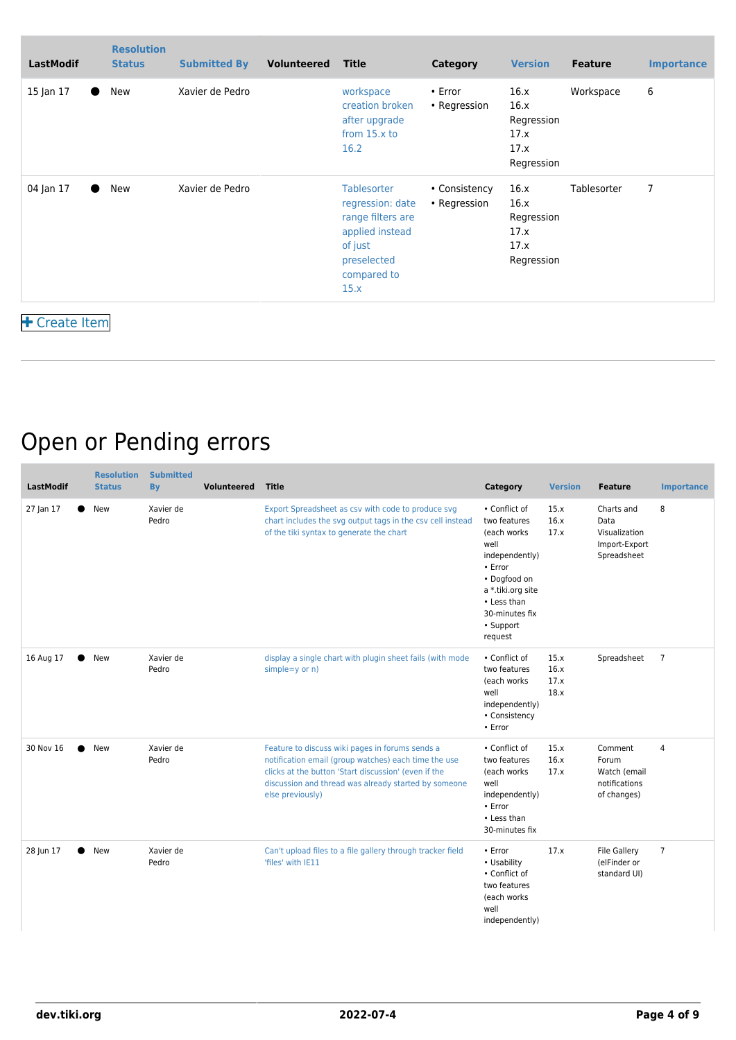| LastModif | Resolution Status | Submitted By | Volunteered | Title | Category | Version | Feature | Importance |
| --- | --- | --- | --- | --- | --- | --- | --- | --- |
| 15 Jan 17 | ● New | Xavier de Pedro | | workspace creation broken after upgrade from 15.x to 16.2 | • Error<br>• Regression | 16.x<br>16.x Regression<br>17.x<br>17.x Regression | Workspace | 6 |
| 04 Jan 17 | ● New | Xavier de Pedro | | Tablesorter regression: date range filters are applied instead of just preselected compared to 15.x | • Consistency<br>• Regression | 16.x<br>16.x Regression<br>17.x<br>17.x Regression | Tablesorter | 7 |

+ Create Item

# Open or Pending errors

| LastModif | Resolution Status | Submitted By | Volunteered | Title | Category | Version | Feature | Importance |
| --- | --- | --- | --- | --- | --- | --- | --- | --- |
| 27 Jan 17 | ● New | Xavier de Pedro | | Export Spreadsheet as csv with code to produce svg chart includes the svg output tags in the csv cell instead of the tiki syntax to generate the chart | • Conflict of two features (each works well independently)<br>• Error<br>• Dogfood on a *.tiki.org site<br>• Less than 30-minutes fix<br>• Support request | 15.x<br>16.x<br>17.x | Charts and Data Visualization<br>Import-Export<br>Spreadsheet | 8 |
| 16 Aug 17 | ● New | Xavier de Pedro | | display a single chart with plugin sheet fails (with mode simple=y or n) | • Conflict of two features (each works well independently)<br>• Consistency<br>• Error | 15.x<br>16.x<br>17.x<br>18.x | Spreadsheet | 7 |
| 30 Nov 16 | ● New | Xavier de Pedro | | Feature to discuss wiki pages in forums sends a notification email (group watches) each time the use clicks at the button 'Start discussion' (even if the discussion and thread was already started by someone else previously) | • Conflict of two features (each works well independently)<br>• Error<br>• Less than 30-minutes fix | 15.x<br>16.x<br>17.x | Comment<br>Forum<br>Watch (email notifications of changes) | 4 |
| 28 Jun 17 | ● New | Xavier de Pedro | | Can't upload files to a file gallery through tracker field 'files' with IE11 | • Error<br>• Usability<br>• Conflict of two features (each works well independently) | 17.x | File Gallery (elFinder or standard UI) | 7 |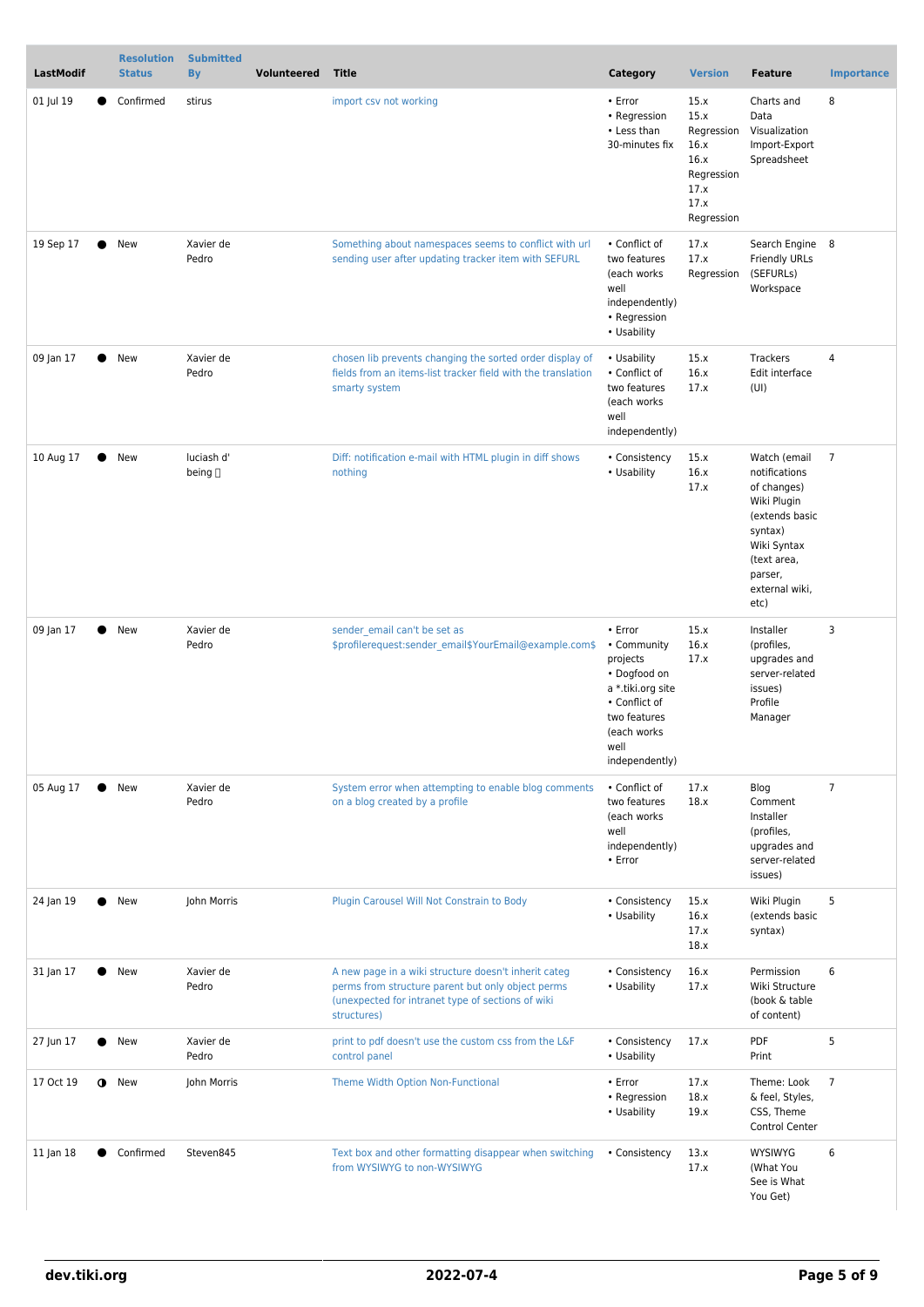| LastModif | | Resolution Status | Submitted By | Volunteered | Title | Category | Version | Feature | Importance |
|---|---|---|---|---|---|---|---|---|---|
| 01 Jul 19 | ● | Confirmed | stirus | | import csv not working | • Error<br>• Regression<br>• Less than 30-minutes fix | 15.x<br>15.x Regression<br>16.x<br>16.x Regression<br>17.x<br>17.x Regression | Charts and Data Visualization<br>Import-Export<br>Spreadsheet | 8 |
| 19 Sep 17 | ● | New | Xavier de Pedro | | Something about namespaces seems to conflict with url sending user after updating tracker item with SEFURL | • Conflict of two features (each works well independently)<br>• Regression<br>• Usability | 17.x<br>17.x Regression | Search Engine Friendly URLs (SEFURLs)<br>Workspace | 8 |
| 09 Jan 17 | ● | New | Xavier de Pedro | | chosen lib prevents changing the sorted order display of fields from an items-list tracker field with the translation smarty system | • Usability<br>• Conflict of two features (each works well independently) | 15.x<br>16.x<br>17.x | Trackers<br>Edit interface (UI) | 4 |
| 10 Aug 17 | ● | New | luciash d' being  | | Diff: notification e-mail with HTML plugin in diff shows nothing | • Consistency<br>• Usability | 15.x<br>16.x<br>17.x | Watch (email notifications of changes)<br>Wiki Plugin (extends basic syntax)<br>Wiki Syntax (text area, parser, external wiki, etc) | 7 |
| 09 Jan 17 | ● | New | Xavier de Pedro | | sender_email can't be set as $profilerequest:sender_email$YourEmail@example.com$ | • Error<br>• Community projects<br>• Dogfood on a *.tiki.org site<br>• Conflict of two features (each works well independently) | 15.x<br>16.x<br>17.x | Installer (profiles, upgrades and server-related issues)<br>Profile Manager | 3 |
| 05 Aug 17 | ● | New | Xavier de Pedro | | System error when attempting to enable blog comments on a blog created by a profile | • Conflict of two features (each works well independently)<br>• Error | 17.x<br>18.x | Blog<br>Comment<br>Installer (profiles, upgrades and server-related issues) | 7 |
| 24 Jan 19 | ● | New | John Morris | | Plugin Carousel Will Not Constrain to Body | • Consistency<br>• Usability | 15.x<br>16.x<br>17.x<br>18.x | Wiki Plugin (extends basic syntax) | 5 |
| 31 Jan 17 | ● | New | Xavier de Pedro | | A new page in a wiki structure doesn't inherit categ perms from structure parent but only object perms (unexpected for intranet type of sections of wiki structures) | • Consistency<br>• Usability | 16.x<br>17.x | Permission<br>Wiki Structure (book & table of content) | 6 |
| 27 Jun 17 | ● | New | Xavier de Pedro | | print to pdf doesn't use the custom css from the L&F control panel | • Consistency<br>• Usability | 17.x | PDF<br>Print | 5 |
| 17 Oct 19 | ◑ | New | John Morris | | Theme Width Option Non-Functional | • Error<br>• Regression<br>• Usability | 17.x<br>18.x<br>19.x | Theme: Look & feel, Styles, CSS, Theme Control Center | 7 |
| 11 Jan 18 | ● | Confirmed | Steven845 | | Text box and other formatting disappear when switching from WYSIWYG to non-WYSIWYG | • Consistency | 13.x<br>17.x | WYSIWYG (What You See is What You Get) | 6 |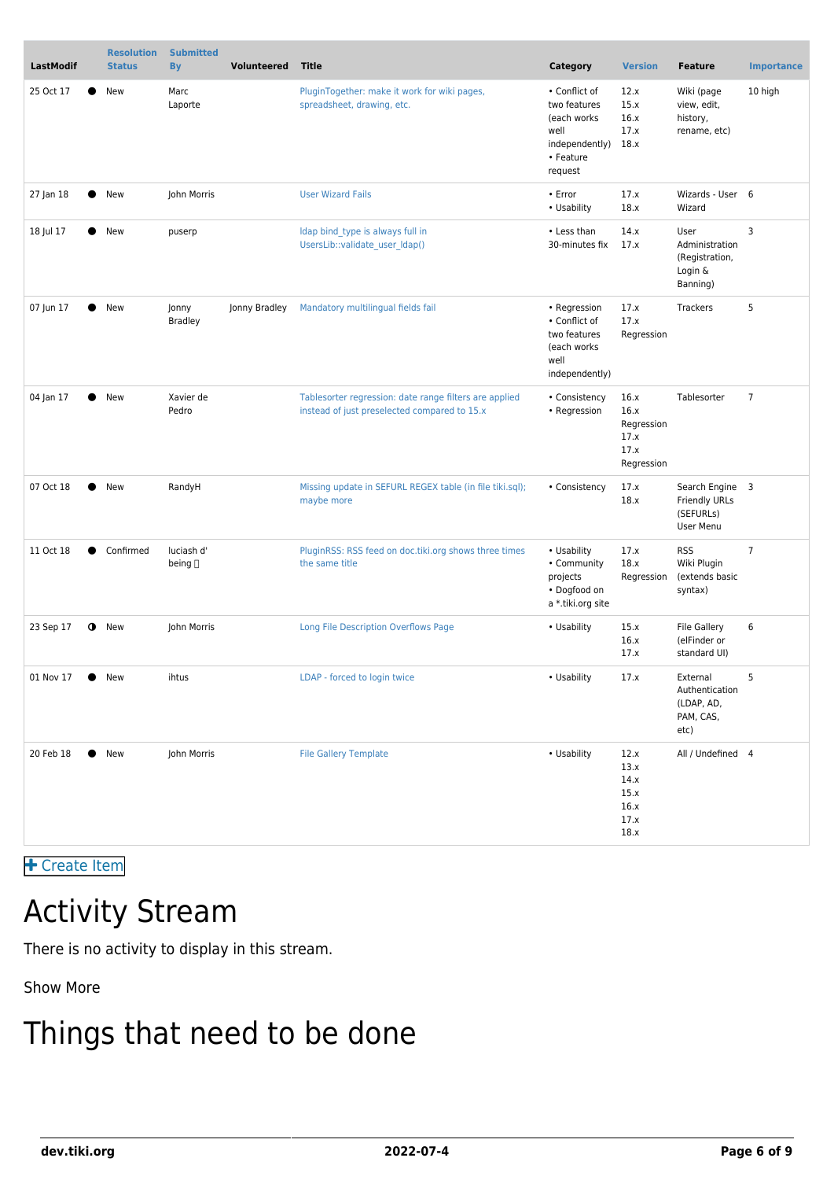| LastModif | Resolution Status | Submitted By | Volunteered | Title | Category | Version | Feature | Importance |
|---|---|---|---|---|---|---|---|---|
| 25 Oct 17 | ● New | Marc Laporte | | PluginTogether: make it work for wiki pages, spreadsheet, drawing, etc. | • Conflict of two features (each works well independently) • Feature request | 12.x 15.x 16.x 17.x 18.x | Wiki (page view, edit, history, rename, etc) | 10 high |
| 27 Jan 18 | ● New | John Morris | | User Wizard Fails | • Error • Usability | 17.x 18.x | Wizards - User Wizard | 6 |
| 18 Jul 17 | ● New | puserp | | ldap bind_type is always full in UsersLib::validate_user_ldap() | • Less than 30-minutes fix | 14.x 17.x | User Administration (Registration, Login & Banning) | 3 |
| 07 Jun 17 | ● New | Jonny Bradley | Jonny Bradley | Mandatory multilingual fields fail | • Regression • Conflict of two features (each works well independently) | 17.x 17.x Regression | Trackers | 5 |
| 04 Jan 17 | ● New | Xavier de Pedro | | Tablesorter regression: date range filters are applied instead of just preselected compared to 15.x | • Consistency • Regression | 16.x 16.x Regression 17.x 17.x Regression | Tablesorter | 7 |
| 07 Oct 18 | ● New | RandyH | | Missing update in SEFURL REGEX table (in file tiki.sql); maybe more | • Consistency | 17.x 18.x | Search Engine Friendly URLs (SEFURLs) User Menu | 3 |
| 11 Oct 18 | ● Confirmed | luciash d' being | | PluginRSS: RSS feed on doc.tiki.org shows three times the same title | • Usability • Community projects • Dogfood on a *.tiki.org site | 17.x 18.x Regression | RSS Wiki Plugin (extends basic syntax) | 7 |
| 23 Sep 17 | ◑ New | John Morris | | Long File Description Overflows Page | • Usability | 15.x 16.x 17.x | File Gallery (elFinder or standard UI) | 6 |
| 01 Nov 17 | ● New | ihtus | | LDAP - forced to login twice | • Usability | 17.x | External Authentication (LDAP, AD, PAM, CAS, etc) | 5 |
| 20 Feb 18 | ● New | John Morris | | File Gallery Template | • Usability | 12.x 13.x 14.x 15.x 16.x 17.x 18.x | All / Undefined | 4 |

+ Create Item

# Activity Stream

There is no activity to display in this stream.

Show More

# Things that need to be done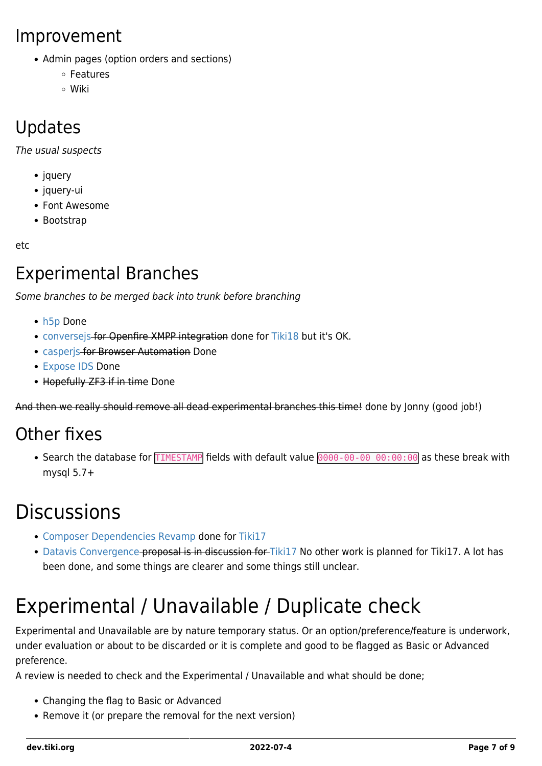# Improvement

- Admin pages (option orders and sections)
  - Features
  - Wiki

# Updates

*The usual suspects*

- jquery
- jquery-ui
- Font Awesome
- Bootstrap

etc

# Experimental Branches

*Some branches to be merged back into trunk before branching*

- h5p Done
- conversejs ~~for Openfire XMPP integration~~ done for Tiki18 but it's OK.
- casperjs ~~for Browser Automation~~ Done
- Expose IDS Done
- ~~Hopefully ZF3 if in time~~ Done

~~And then we really should remove all dead experimental branches this time!~~ done by Jonny (good job!)

# Other fixes

- Search the database for `TIMESTAMP` fields with default value `0000-00-00 00:00:00` as these break with mysql 5.7+

# Discussions

- Composer Dependencies Revamp done for Tiki17
- Datavis Convergence ~~proposal is in discussion for~~ Tiki17 No other work is planned for Tiki17. A lot has been done, and some things are clearer and some things still unclear.

# Experimental / Unavailable / Duplicate check

Experimental and Unavailable are by nature temporary status. Or an option/preference/feature is underwork, under evaluation or about to be discarded or it is complete and good to be flagged as Basic or Advanced preference.
A review is needed to check and the Experimental / Unavailable and what should be done;

- Changing the flag to Basic or Advanced
- Remove it (or prepare the removal for the next version)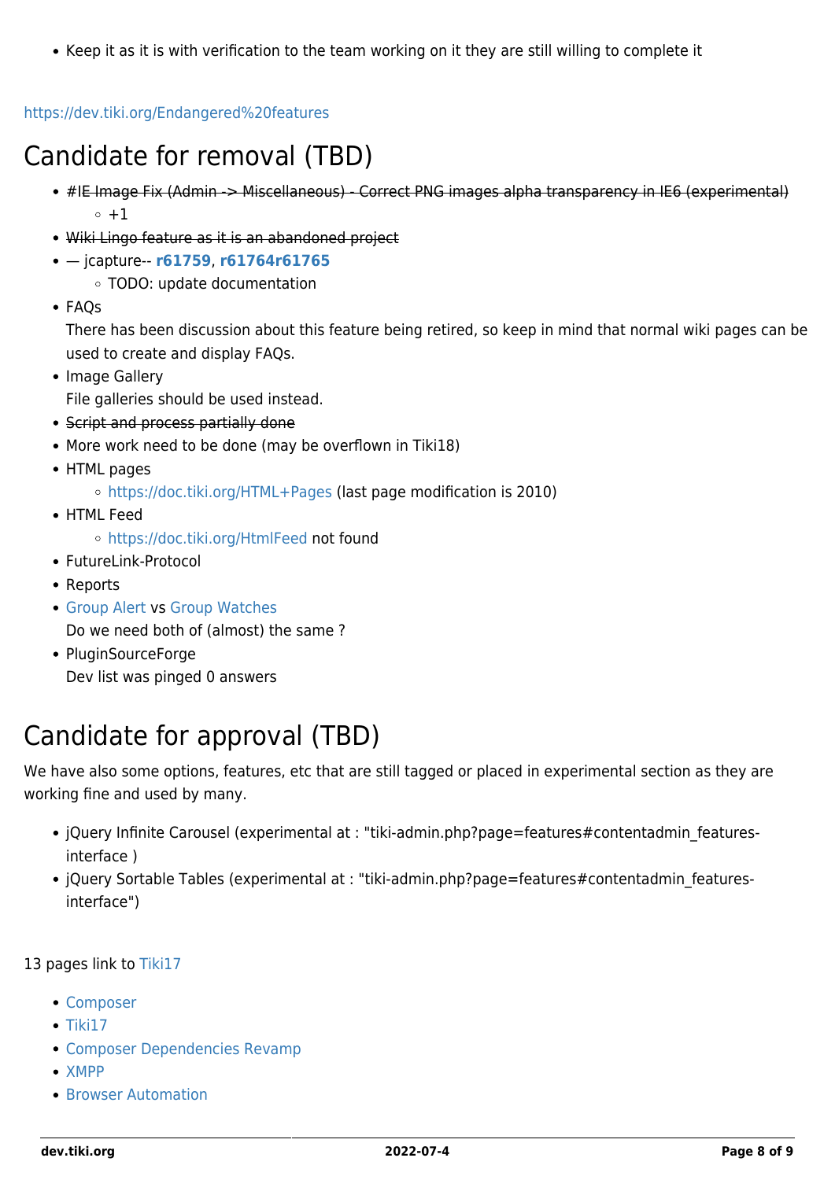- Keep it as it is with verification to the team working on it they are still willing to complete it

https://dev.tiki.org/Endangered%20features

# Candidate for removal (TBD)

- ~~#IE Image Fix (Admin -> Miscellaneous) - Correct PNG images alpha transparency in IE6 (experimental)~~
  - +1
- ~~Wiki Lingo feature as it is an abandoned project~~
- — jcapture-- **r61759**, **r61764r61765**
  - TODO: update documentation
- FAQs
  There has been discussion about this feature being retired, so keep in mind that normal wiki pages can be used to create and display FAQs.
- Image Gallery
  File galleries should be used instead.
- ~~Script and process partially done~~
- More work need to be done (may be overflown in Tiki18)
- HTML pages
  - https://doc.tiki.org/HTML+Pages (last page modification is 2010)
- HTML Feed
  - https://doc.tiki.org/HtmlFeed not found
- FutureLink-Protocol
- Reports
- Group Alert vs Group Watches
  Do we need both of (almost) the same ?
- PluginSourceForge
  Dev list was pinged 0 answers

# Candidate for approval (TBD)

We have also some options, features, etc that are still tagged or placed in experimental section as they are working fine and used by many.

- jQuery Infinite Carousel (experimental at : "tiki-admin.php?page=features#contentadmin_features-interface )
- jQuery Sortable Tables (experimental at : "tiki-admin.php?page=features#contentadmin_features-interface")

13 pages link to Tiki17

- Composer
- Tiki17
- Composer Dependencies Revamp
- XMPP
- Browser Automation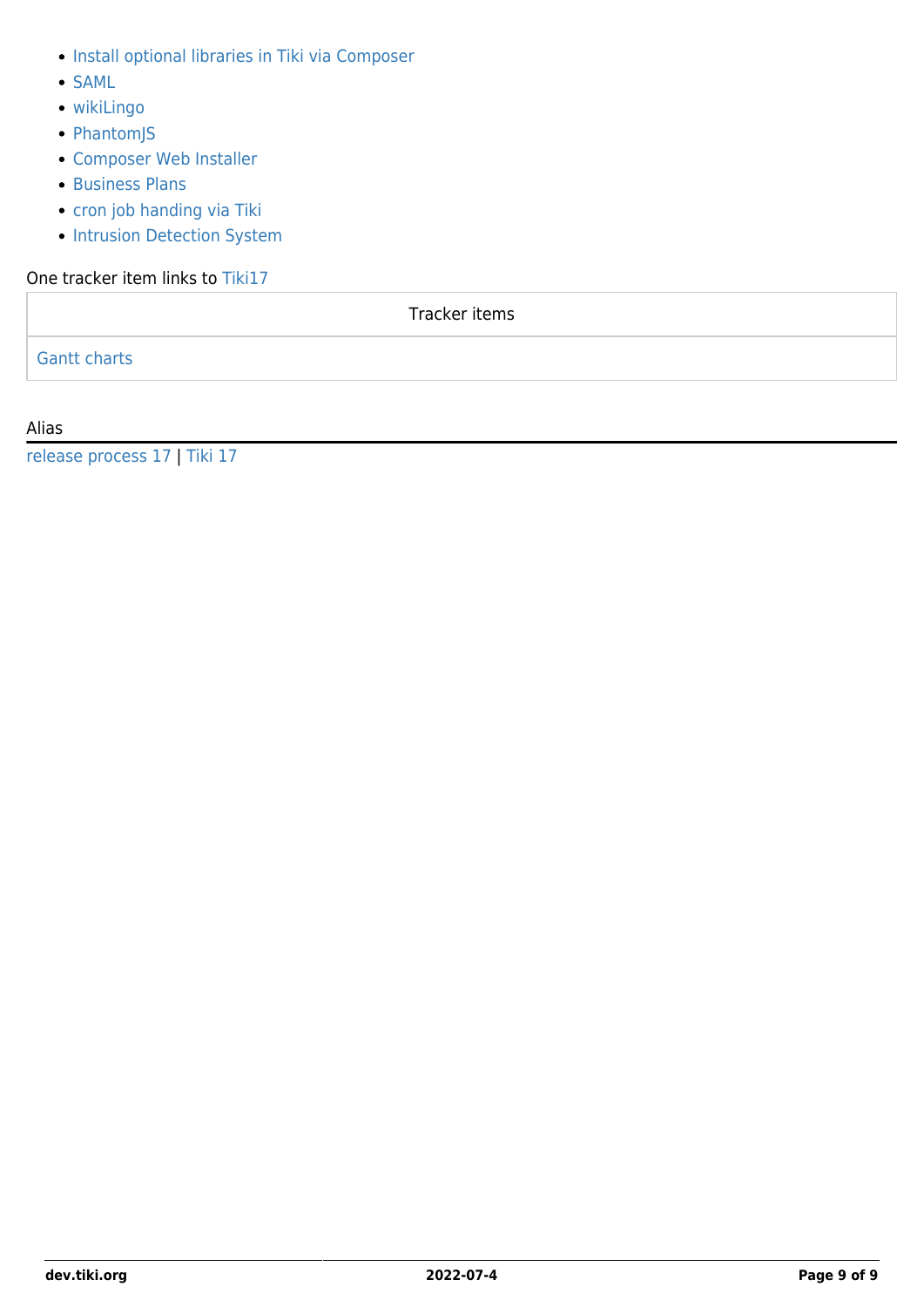- Install optional libraries in Tiki via Composer
- SAML
- wikiLingo
- PhantomJS
- Composer Web Installer
- Business Plans
- cron job handing via Tiki
- Intrusion Detection System

One tracker item links to Tiki17

| Tracker items |
| --- |
| Gantt charts |

Alias

release process 17 | Tiki 17